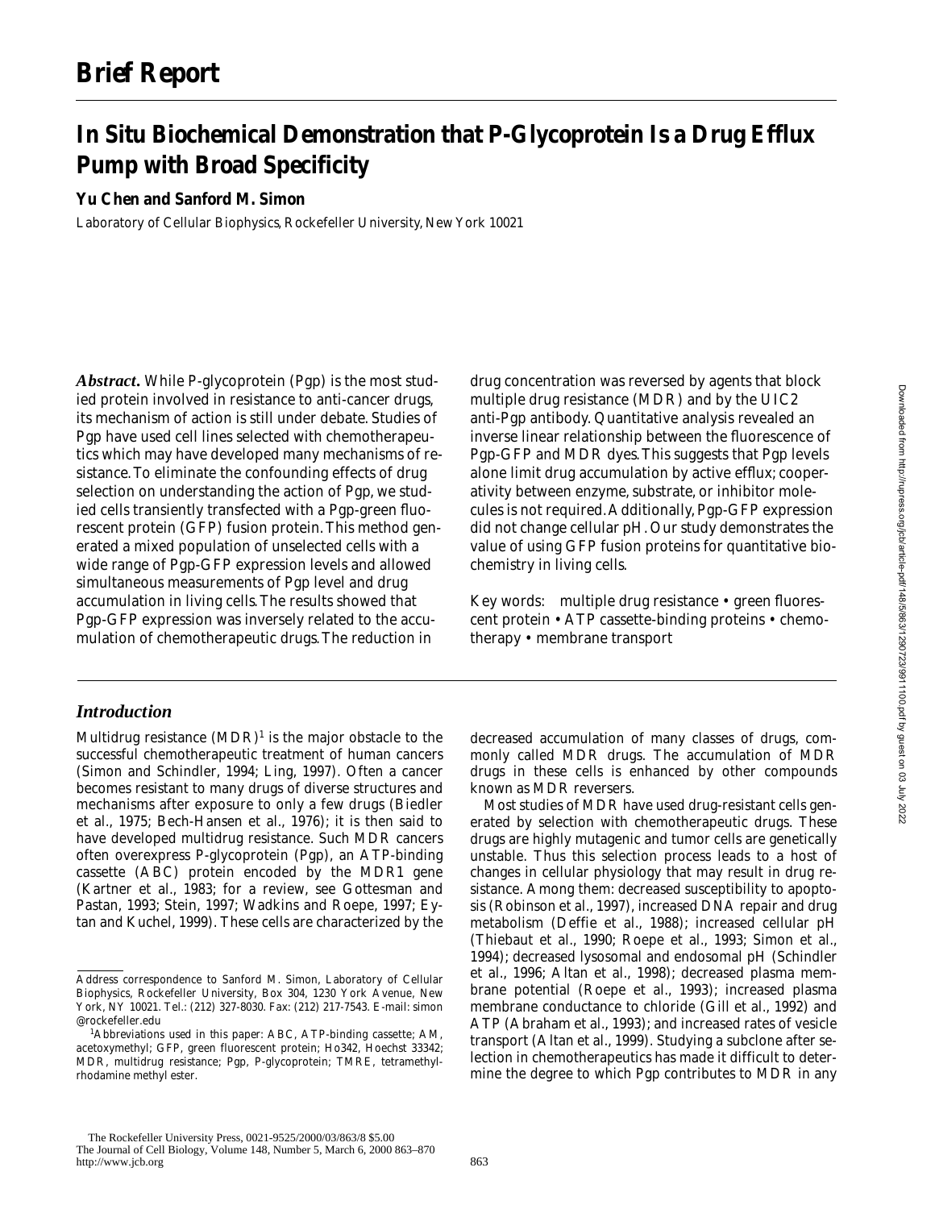# Brief Report

# In Situ Biochemical Demonstration that P-Glycoprotein Is a Drug Efflux Pump with Broad Specificity

**Yu Chen and Sanford M. Simon**

Laboratory of Cellular Biophysics, Rockefeller University, New York 10021

***Abstract.*** While P-glycoprotein (Pgp) is the most studied protein involved in resistance to anti-cancer drugs, its mechanism of action is still under debate. Studies of Pgp have used cell lines selected with chemotherapeutics which may have developed many mechanisms of resistance. To eliminate the confounding effects of drug selection on understanding the action of Pgp, we studied cells transiently transfected with a Pgp-green fluorescent protein (GFP) fusion protein. This method generated a mixed population of unselected cells with a wide range of Pgp-GFP expression levels and allowed simultaneous measurements of Pgp level and drug accumulation in living cells. The results showed that Pgp-GFP expression was inversely related to the accumulation of chemotherapeutic drugs. The reduction in drug concentration was reversed by agents that block multiple drug resistance (MDR) and by the UIC2 anti-Pgp antibody. Quantitative analysis revealed an inverse linear relationship between the fluorescence of Pgp-GFP and MDR dyes. This suggests that Pgp levels alone limit drug accumulation by active efflux; cooperativity between enzyme, substrate, or inhibitor molecules is not required. Additionally, Pgp-GFP expression did not change cellular pH. Our study demonstrates the value of using GFP fusion proteins for quantitative biochemistry in living cells.

Key words: multiple drug resistance • green fluorescent protein • ATP cassette-binding proteins • chemotherapy • membrane transport

## *Introduction*

Multidrug resistance (MDR)[1] is the major obstacle to the successful chemotherapeutic treatment of human cancers (Simon and Schindler, 1994; Ling, 1997). Often a cancer becomes resistant to many drugs of diverse structures and mechanisms after exposure to only a few drugs (Biedler et al., 1975; Bech-Hansen et al., 1976); it is then said to have developed multidrug resistance. Such MDR cancers often overexpress P-glycoprotein (Pgp), an ATP-binding cassette (ABC) protein encoded by the MDR1 gene (Kartner et al., 1983; for a review, see Gottesman and Pastan, 1993; Stein, 1997; Wadkins and Roepe, 1997; Eytan and Kuchel, 1999). These cells are characterized by the decreased accumulation of many classes of drugs, commonly called MDR drugs. The accumulation of MDR drugs in these cells is enhanced by other compounds known as MDR reversers.

Most studies of MDR have used drug-resistant cells generated by selection with chemotherapeutic drugs. These drugs are highly mutagenic and tumor cells are genetically unstable. Thus this selection process leads to a host of changes in cellular physiology that may result in drug resistance. Among them: decreased susceptibility to apoptosis (Robinson et al., 1997), increased DNA repair and drug metabolism (Deffie et al., 1988); increased cellular pH (Thiebaut et al., 1990; Roepe et al., 1993; Simon et al., 1994); decreased lysosomal and endosomal pH (Schindler et al., 1996; Altan et al., 1998); decreased plasma membrane potential (Roepe et al., 1993); increased plasma membrane conductance to chloride (Gill et al., 1992) and ATP (Abraham et al., 1993); and increased rates of vesicle transport (Altan et al., 1999). Studying a subclone after selection in chemotherapeutics has made it difficult to determine the degree to which Pgp contributes to MDR in any

Address correspondence to Sanford M. Simon, Laboratory of Cellular Biophysics, Rockefeller University, Box 304, 1230 York Avenue, New York, NY 10021. Tel.: (212) 327-8030. Fax: (212) 217-7543. E-mail: simon@rockefeller.edu

[1]Abbreviations used in this paper: ABC, ATP-binding cassette; AM, acetoxymethyl; GFP, green fluorescent protein; Ho342, Hoechst 33342; MDR, multidrug resistance; Pgp, P-glycoprotein; TMRE, tetramethylrhodamine methyl ester.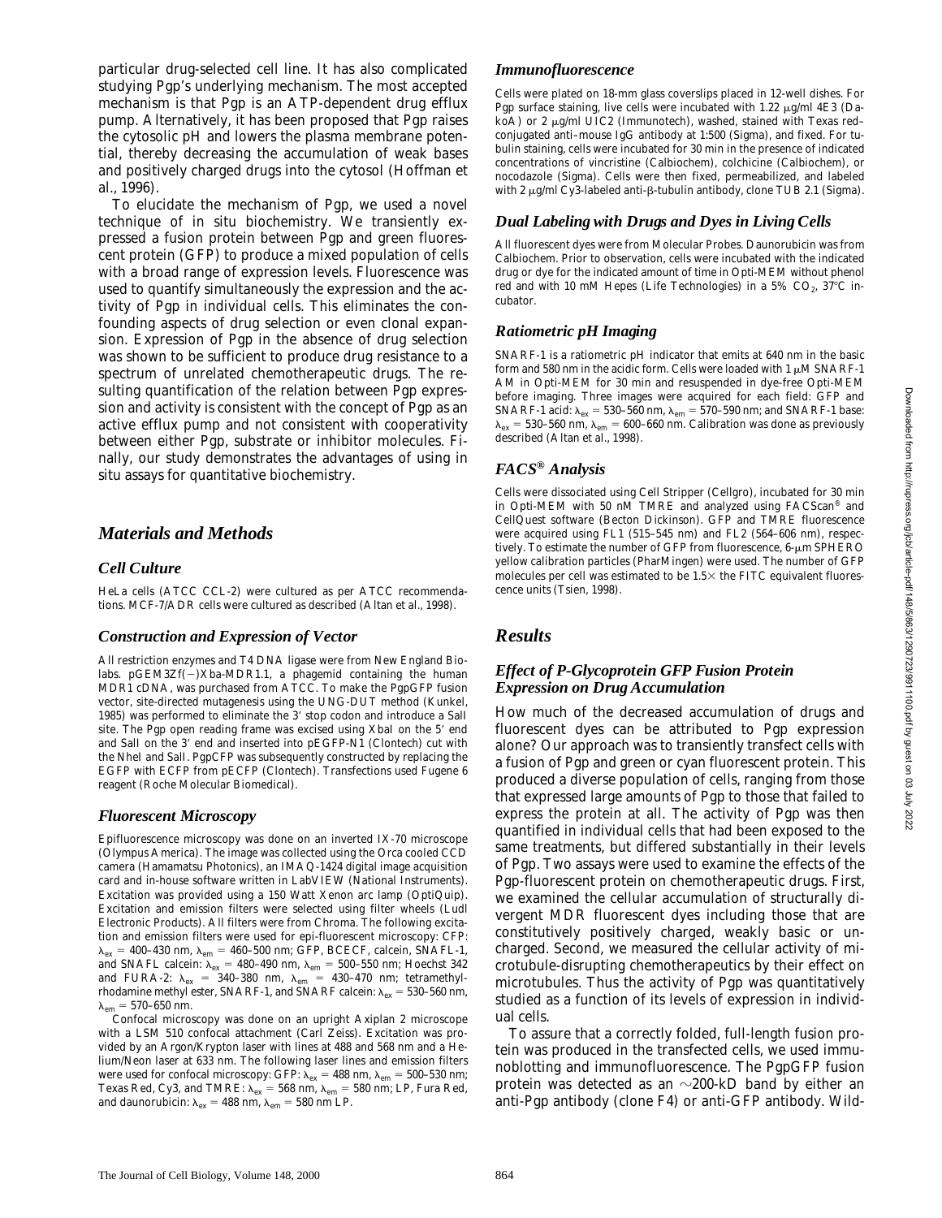particular drug-selected cell line. It has also complicated studying Pgp's underlying mechanism. The most accepted mechanism is that Pgp is an ATP-dependent drug efflux pump. Alternatively, it has been proposed that Pgp raises the cytosolic pH and lowers the plasma membrane potential, thereby decreasing the accumulation of weak bases and positively charged drugs into the cytosol (Hoffman et al., 1996).

To elucidate the mechanism of Pgp, we used a novel technique of in situ biochemistry. We transiently expressed a fusion protein between Pgp and green fluorescent protein (GFP) to produce a mixed population of cells with a broad range of expression levels. Fluorescence was used to quantify simultaneously the expression and the activity of Pgp in individual cells. This eliminates the confounding aspects of drug selection or even clonal expansion. Expression of Pgp in the absence of drug selection was shown to be sufficient to produce drug resistance to a spectrum of unrelated chemotherapeutic drugs. The resulting quantification of the relation between Pgp expression and activity is consistent with the concept of Pgp as an active efflux pump and not consistent with cooperativity between either Pgp, substrate or inhibitor molecules. Finally, our study demonstrates the advantages of using in situ assays for quantitative biochemistry.

## Materials and Methods

### Cell Culture

HeLa cells (ATCC CCL-2) were cultured as per ATCC recommendations. MCF-7/ADR cells were cultured as described (Altan et al., 1998).

### Construction and Expression of Vector

All restriction enzymes and T4 DNA ligase were from New England Biolabs. pGEM3Zf(−)Xba-MDR1.1, a phagemid containing the human MDR1 cDNA, was purchased from ATCC. To make the PgpGFP fusion vector, site-directed mutagenesis using the UNG-DUT method (Kunkel, 1985) was performed to eliminate the 3′ stop codon and introduce a SalI site. The Pgp open reading frame was excised using XbaI on the 5′ end and SalI on the 3′ end and inserted into pEGFP-N1 (Clontech) cut with the NheI and SalI. PgpCFP was subsequently constructed by replacing the EGFP with ECFP from pECFP (Clontech). Transfections used Fugene 6 reagent (Roche Molecular Biomedical).

### Fluorescent Microscopy

Epifluorescence microscopy was done on an inverted IX-70 microscope (Olympus America). The image was collected using the Orca cooled CCD camera (Hamamatsu Photonics), an IMAQ-1424 digital image acquisition card and in-house software written in LabVIEW (National Instruments). Excitation was provided using a 150 Watt Xenon arc lamp (OptiQuip). Excitation and emission filters were selected using filter wheels (Ludl Electronic Products). All filters were from Chroma. The following excitation and emission filters were used for epi-fluorescent microscopy: CFP: $\lambda_{ex}$ = 400–430 nm, $\lambda_{em}$ = 460–500 nm; GFP, BCECF, calcein, SNAFL-1, and SNAFL calcein: $\lambda_{ex}$ = 480–490 nm, $\lambda_{em}$ = 500–550 nm; Hoechst 342 and FURA-2: $\lambda_{ex}$ = 340–380 nm, $\lambda_{em}$ = 430–470 nm; tetramethylrhodamine methyl ester, SNARF-1, and SNARF calcein: $\lambda_{ex}$ = 530–560 nm, $\lambda_{em}$ = 570–650 nm.

Confocal microscopy was done on an upright Axiplan 2 microscope with a LSM 510 confocal attachment (Carl Zeiss). Excitation was provided by an Argon/Krypton laser with lines at 488 and 568 nm and a Helium/Neon laser at 633 nm. The following laser lines and emission filters were used for confocal microscopy: GFP: $\lambda_{ex}$ = 488 nm, $\lambda_{em}$ = 500–530 nm; Texas Red, Cy3, and TMRE: $\lambda_{ex}$ = 568 nm, $\lambda_{em}$ = 580 nm; LP, Fura Red, and daunorubicin: $\lambda_{ex}$ = 488 nm, $\lambda_{em}$ = 580 nm LP.

### Immunofluorescence

Cells were plated on 18-mm glass coverslips placed in 12-well dishes. For Pgp surface staining, live cells were incubated with 1.22 μg/ml 4E3 (DakoA) or 2 μg/ml UIC2 (Immunotech), washed, stained with Texas red–conjugated anti–mouse IgG antibody at 1:500 (Sigma), and fixed. For tubulin staining, cells were incubated for 30 min in the presence of indicated concentrations of vincristine (Calbiochem), colchicine (Calbiochem), or nocodazole (Sigma). Cells were then fixed, permeabilized, and labeled with 2 μg/ml Cy3-labeled anti-β-tubulin antibody, clone TUB 2.1 (Sigma).

### Dual Labeling with Drugs and Dyes in Living Cells

All fluorescent dyes were from Molecular Probes. Daunorubicin was from Calbiochem. Prior to observation, cells were incubated with the indicated drug or dye for the indicated amount of time in Opti-MEM without phenol red and with 10 mM Hepes (Life Technologies) in a 5% $CO_2$, 37°C incubator.

### Ratiometric pH Imaging

SNARF-1 is a ratiometric pH indicator that emits at 640 nm in the basic form and 580 nm in the acidic form. Cells were loaded with 1 μM SNARF-1 AM in Opti-MEM for 30 min and resuspended in dye-free Opti-MEM before imaging. Three images were acquired for each field: GFP and SNARF-1 acid: $\lambda_{ex}$ = 530–560 nm, $\lambda_{em}$ = 570–590 nm; and SNARF-1 base: $\lambda_{ex}$ = 530–560 nm, $\lambda_{em}$ = 600–660 nm. Calibration was done as previously described (Altan et al., 1998).

### FACS® Analysis

Cells were dissociated using Cell Stripper (Cellgro), incubated for 30 min in Opti-MEM with 50 nM TMRE and analyzed using FACScan® and CellQuest software (Becton Dickinson). GFP and TMRE fluorescence were acquired using FL1 (515–545 nm) and FL2 (564–606 nm), respectively. To estimate the number of GFP from fluorescence, 6-μm SPHERO yellow calibration particles (PharMingen) were used. The number of GFP molecules per cell was estimated to be 1.5× the FITC equivalent fluorescence units (Tsien, 1998).

## Results

### Effect of P-Glycoprotein GFP Fusion Protein Expression on Drug Accumulation

How much of the decreased accumulation of drugs and fluorescent dyes can be attributed to Pgp expression alone? Our approach was to transiently transfect cells with a fusion of Pgp and green or cyan fluorescent protein. This produced a diverse population of cells, ranging from those that expressed large amounts of Pgp to those that failed to express the protein at all. The activity of Pgp was then quantified in individual cells that had been exposed to the same treatments, but differed substantially in their levels of Pgp. Two assays were used to examine the effects of the Pgp-fluorescent protein on chemotherapeutic drugs. First, we examined the cellular accumulation of structurally divergent MDR fluorescent dyes including those that are constitutively positively charged, weakly basic or uncharged. Second, we measured the cellular activity of microtubule-disrupting chemotherapeutics by their effect on microtubules. Thus the activity of Pgp was quantitatively studied as a function of its levels of expression in individual cells.

To assure that a correctly folded, full-length fusion protein was produced in the transfected cells, we used immunoblotting and immunofluorescence. The PgpGFP fusion protein was detected as an ~200-kD band by either an anti-Pgp antibody (clone F4) or anti-GFP antibody. Wild-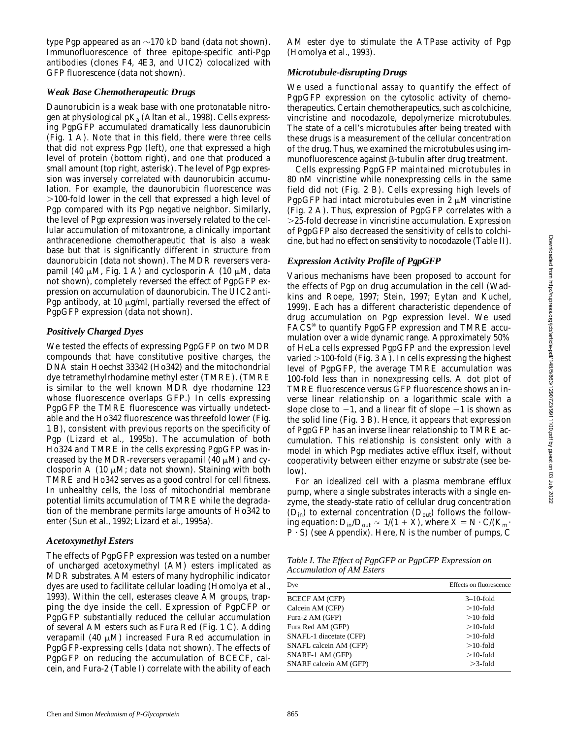type Pgp appeared as an ~170 kD band (data not shown). Immunofluorescence of three epitope-specific anti-Pgp antibodies (clones F4, 4E3, and UIC2) colocalized with GFP fluorescence (data not shown).

### *Weak Base Chemotherapeutic Drugs*

Daunorubicin is a weak base with one protonatable nitrogen at physiological $pK_a$ (Altan et al., 1998). Cells expressing PgpGFP accumulated dramatically less daunorubicin (Fig. 1 A). Note that in this field, there were three cells that did not express Pgp (left), one that expressed a high level of protein (bottom right), and one that produced a small amount (top right, asterisk). The level of Pgp expression was inversely correlated with daunorubicin accumulation. For example, the daunorubicin fluorescence was >100-fold lower in the cell that expressed a high level of Pgp compared with its Pgp negative neighbor. Similarly, the level of Pgp expression was inversely related to the cellular accumulation of mitoxantrone, a clinically important anthracenedione chemotherapeutic that is also a weak base but that is significantly different in structure from daunorubicin (data not shown). The MDR reversers verapamil (40 μM, Fig. 1 A) and cyclosporin A (10 μM, data not shown), completely reversed the effect of PgpGFP expression on accumulation of daunorubicin. The UIC2 anti-Pgp antibody, at 10 μg/ml, partially reversed the effect of PgpGFP expression (data not shown).

### *Positively Charged Dyes*

We tested the effects of expressing PgpGFP on two MDR compounds that have constitutive positive charges, the DNA stain Hoechst 33342 (Ho342) and the mitochondrial dye tetramethylrhodamine methyl ester (TMRE). (TMRE is similar to the well known MDR dye rhodamine 123 whose fluorescence overlaps GFP.) In cells expressing PgpGFP the TMRE fluorescence was virtually undetectable and the Ho342 fluorescence was threefold lower (Fig. 1 B), consistent with previous reports on the specificity of Pgp (Lizard et al., 1995b). The accumulation of both Ho324 and TMRE in the cells expressing PgpGFP was increased by the MDR-reversers verapamil (40 μM) and cyclosporin A (10 μM; data not shown). Staining with both TMRE and Ho342 serves as a good control for cell fitness. In unhealthy cells, the loss of mitochondrial membrane potential limits accumulation of TMRE while the degradation of the membrane permits large amounts of Ho342 to enter (Sun et al., 1992; Lizard et al., 1995a).

### *Acetoxymethyl Esters*

The effects of PgpGFP expression was tested on a number of uncharged acetoxymethyl (AM) esters implicated as MDR substrates. AM esters of many hydrophilic indicator dyes are used to facilitate cellular loading (Homolya et al., 1993). Within the cell, esterases cleave AM groups, trapping the dye inside the cell. Expression of PgpCFP or PgpGFP substantially reduced the cellular accumulation of several AM esters such as Fura Red (Fig. 1 C). Adding verapamil (40 μM) increased Fura Red accumulation in PgpGFP-expressing cells (data not shown). The effects of PgpGFP on reducing the accumulation of BCECF, calcein, and Fura-2 (Table I) correlate with the ability of each AM ester dye to stimulate the ATPase activity of Pgp (Homolya et al., 1993).

### *Microtubule-disrupting Drugs*

We used a functional assay to quantify the effect of PgpGFP expression on the cytosolic activity of chemotherapeutics. Certain chemotherapeutics, such as colchicine, vincristine and nocodazole, depolymerize microtubules. The state of a cell's microtubules after being treated with these drugs is a measurement of the cellular concentration of the drug. Thus, we examined the microtubules using immunofluorescence against β-tubulin after drug treatment.

Cells expressing PgpGFP maintained microtubules in 80 nM vincristine while nonexpressing cells in the same field did not (Fig. 2 B). Cells expressing high levels of PgpGFP had intact microtubules even in 2 μM vincristine (Fig. 2 A). Thus, expression of PgpGFP correlates with a >25-fold decrease in vincristine accumulation. Expression of PgpGFP also decreased the sensitivity of cells to colchicine, but had no effect on sensitivity to nocodazole (Table II).

### *Expression Activity Profile of PgpGFP*

Various mechanisms have been proposed to account for the effects of Pgp on drug accumulation in the cell (Wadkins and Roepe, 1997; Stein, 1997; Eytan and Kuchel, 1999). Each has a different characteristic dependence of drug accumulation on Pgp expression level. We used FACS® to quantify PgpGFP expression and TMRE accumulation over a wide dynamic range. Approximately 50% of HeLa cells expressed PgpGFP and the expression level varied >100-fold (Fig. 3 A). In cells expressing the highest level of PgpGFP, the average TMRE accumulation was 100-fold less than in nonexpressing cells. A dot plot of TMRE fluorescence versus GFP fluorescence shows an inverse linear relationship on a logarithmic scale with a slope close to −1, and a linear fit of slope −1 is shown as the solid line (Fig. 3 B). Hence, it appears that expression of PgpGFP has an inverse linear relationship to TMRE accumulation. This relationship is consistent only with a model in which Pgp mediates active efflux itself, without cooperativity between either enzyme or substrate (see below).

For an idealized cell with a plasma membrane efflux pump, where a single substrates interacts with a single enzyme, the steady-state ratio of cellular drug concentration ($D_{in}$) to external concentration ($D_{out}$) follows the following equation: $D_{in}/D_{out} \approx 1/(1 + X)$, where $X = N \cdot C/(K_m \cdot P \cdot S)$ (see Appendix). Here, N is the number of pumps, C

*Table I. The Effect of PgpGFP or PgpCFP Expression on Accumulation of AM Esters*

| Dye | Effects on fluorescence |
|---|---|
| BCECF AM (CFP) | 3–10-fold |
| Calcein AM (CFP) | >10-fold |
| Fura-2 AM (GFP) | >10-fold |
| Fura Red AM (GFP) | >10-fold |
| SNAFL-1 diacetate (CFP) | >10-fold |
| SNAFL calcein AM (CFP) | >10-fold |
| SNARF-1 AM (GFP) | >10-fold |
| SNARF calcein AM (GFP) | >3-fold |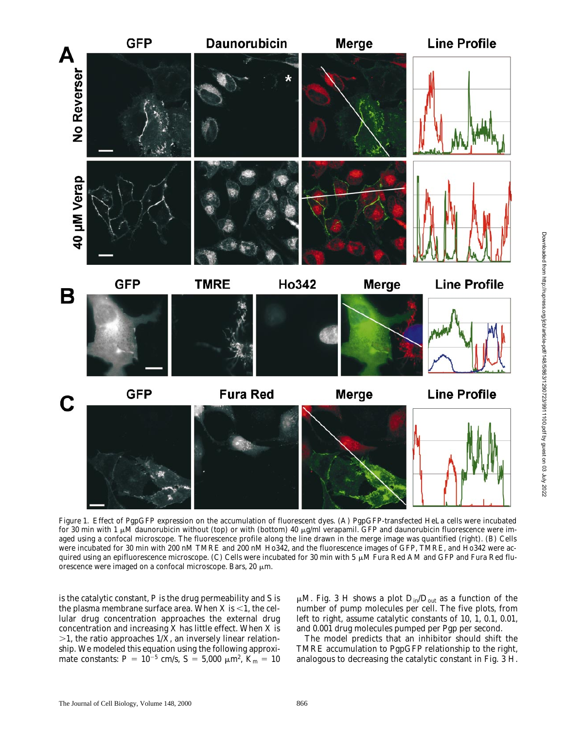Figure 1. Effect of PgpGFP expression on the accumulation of fluorescent dyes. (A) PgpGFP-transfected HeLa cells were incubated for 30 min with 1 μM daunorubicin without (top) or with (bottom) 40 μg/ml verapamil. GFP and daunorubicin fluorescence were imaged using a confocal microscope. The fluorescence profile along the line drawn in the merge image was quantified (right). (B) Cells were incubated for 30 min with 200 nM TMRE and 200 nM Ho342, and the fluorescence images of GFP, TMRE, and Ho342 were acquired using an epifluorescence microscope. (C) Cells were incubated for 30 min with 5 μM Fura Red AM and GFP and Fura Red fluorescence were imaged on a confocal microscope. Bars, 20 μm.

is the catalytic constant, P is the drug permeability and S is the plasma membrane surface area. When X is <1, the cellular drug concentration approaches the external drug concentration and increasing X has little effect. When X is >1, the ratio approaches 1/X, an inversely linear relationship. We modeled this equation using the following approximate constants: $P = 10^{-5}$ cm/s, $S = 5{,}000\ \mu m^2$, $K_m = 10$ μM. Fig. 3 H shows a plot $D_{in}/D_{out}$ as a function of the number of pump molecules per cell. The five plots, from left to right, assume catalytic constants of 10, 1, 0.1, 0.01, and 0.001 drug molecules pumped per Pgp per second.

The model predicts that an inhibitor should shift the TMRE accumulation to PgpGFP relationship to the right, analogous to decreasing the catalytic constant in Fig. 3 H.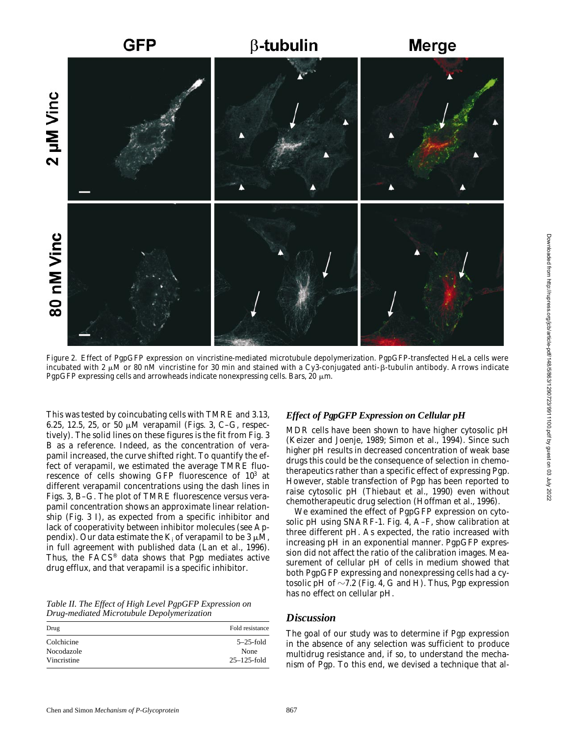Figure 2. Effect of PgpGFP expression on vincristine-mediated microtubule depolymerization. PgpGFP-transfected HeLa cells were incubated with 2 μM or 80 nM vincristine for 30 min and stained with a Cy3-conjugated anti-β-tubulin antibody. Arrows indicate PgpGFP expressing cells and arrowheads indicate nonexpressing cells. Bars, 20 μm.

This was tested by coincubating cells with TMRE and 3.13, 6.25, 12.5, 25, or 50 μM verapamil (Figs. 3, C–G, respectively). The solid lines on these figures is the fit from Fig. 3 B as a reference. Indeed, as the concentration of verapamil increased, the curve shifted right. To quantify the effect of verapamil, we estimated the average TMRE fluorescence of cells showing GFP fluorescence of $10^3$ at different verapamil concentrations using the dash lines in Figs. 3, B–G. The plot of TMRE fluorescence versus verapamil concentration shows an approximate linear relationship (Fig. 3 I), as expected from a specific inhibitor and lack of cooperativity between inhibitor molecules (see Appendix). Our data estimate the $K_i$ of verapamil to be 3 μM, in full agreement with published data (Lan et al., 1996). Thus, the FACS® data shows that Pgp mediates active drug efflux, and that verapamil is a specific inhibitor.

*Table II. The Effect of High Level PgpGFP Expression on Drug-mediated Microtubule Depolymerization*

| Drug | Fold resistance |
| --- | --- |
| Colchicine | 5–25-fold |
| Nocodazole | None |
| Vincristine | 25–125-fold |

### *Effect of PgpGFP Expression on Cellular pH*

MDR cells have been shown to have higher cytosolic pH (Keizer and Joenje, 1989; Simon et al., 1994). Since such higher pH results in decreased concentration of weak base drugs this could be the consequence of selection in chemotherapeutics rather than a specific effect of expressing Pgp. However, stable transfection of Pgp has been reported to raise cytosolic pH (Thiebaut et al., 1990) even without chemotherapeutic drug selection (Hoffman et al., 1996).

We examined the effect of PgpGFP expression on cytosolic pH using SNARF-1. Fig. 4, A–F, show calibration at three different pH. As expected, the ratio increased with increasing pH in an exponential manner. PgpGFP expression did not affect the ratio of the calibration images. Measurement of cellular pH of cells in medium showed that both PgpGFP expressing and nonexpressing cells had a cytosolic pH of ~7.2 (Fig. 4, G and H). Thus, Pgp expression has no effect on cellular pH.

## *Discussion*

The goal of our study was to determine if Pgp expression in the absence of any selection was sufficient to produce multidrug resistance and, if so, to understand the mechanism of Pgp. To this end, we devised a technique that al-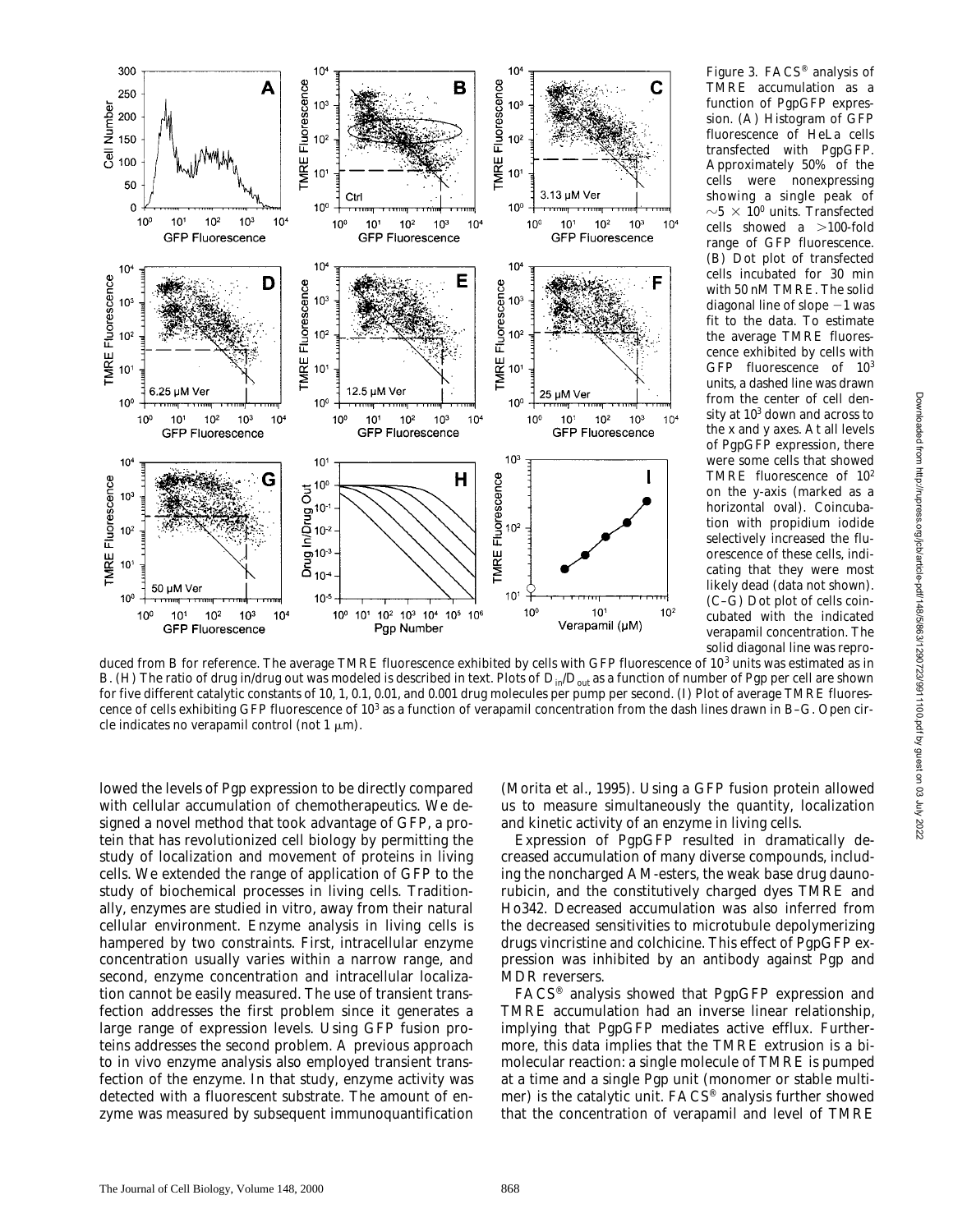A

Cell Number

GFP Fluorescence

B

TMRE Fluorescence

Ctrl

GFP Fluorescence

C

TMRE Fluorescence

3.13 µM Ver

GFP Fluorescence

D

TMRE Fluorescence

6.25 µM Ver

GFP Fluorescence

E

TMRE Fluorescence

12.5 µM Ver

GFP Fluorescence

F

TMRE Fluorescence

25 µM Ver

GFP Fluorescence

G

TMRE Fluorescence

50 µM Ver

GFP Fluorescence

H

Drug In/Drug Out

Pgp Number

I

TMRE Fluorescence

Verapamil (µM)

Figure 3. FACS® analysis of TMRE accumulation as a function of PgpGFP expression. (A) Histogram of GFP fluorescence of HeLa cells transfected with PgpGFP. Approximately 50% of the cells were nonexpressing showing a single peak of $\sim 5 \times 10^0$ units. Transfected cells showed a >100-fold range of GFP fluorescence. (B) Dot plot of transfected cells incubated for 30 min with 50 nM TMRE. The solid diagonal line of slope −1 was fit to the data. To estimate the average TMRE fluorescence exhibited by cells with GFP fluorescence of $10^3$ units, a dashed line was drawn from the center of cell density at $10^3$ down and across to the x and y axes. At all levels of PgpGFP expression, there were some cells that showed TMRE fluorescence of $10^2$ on the y-axis (marked as a horizontal oval). Coincubation with propidium iodide selectively increased the fluorescence of these cells, indicating that they were most likely dead (data not shown). (C–G) Dot plot of cells coincubated with the indicated verapamil concentration. The solid diagonal line was reproduced from B for reference. The average TMRE fluorescence exhibited by cells with GFP fluorescence of $10^3$ units was estimated as in B. (H) The ratio of drug in/drug out was modeled is described in text. Plots of $D_{in}/D_{out}$ as a function of number of Pgp per cell are shown for five different catalytic constants of 10, 1, 0.1, 0.01, and 0.001 drug molecules per pump per second. (I) Plot of average TMRE fluorescence of cells exhibiting GFP fluorescence of $10^3$ as a function of verapamil concentration from the dash lines drawn in B–G. Open circle indicates no verapamil control (not 1 µm).

lowed the levels of Pgp expression to be directly compared with cellular accumulation of chemotherapeutics. We designed a novel method that took advantage of GFP, a protein that has revolutionized cell biology by permitting the study of localization and movement of proteins in living cells. We extended the range of application of GFP to the study of biochemical processes in living cells. Traditionally, enzymes are studied in vitro, away from their natural cellular environment. Enzyme analysis in living cells is hampered by two constraints. First, intracellular enzyme concentration usually varies within a narrow range, and second, enzyme concentration and intracellular localization cannot be easily measured. The use of transient transfection addresses the first problem since it generates a large range of expression levels. Using GFP fusion proteins addresses the second problem. A previous approach to in vivo enzyme analysis also employed transient transfection of the enzyme. In that study, enzyme activity was detected with a fluorescent substrate. The amount of enzyme was measured by subsequent immunoquantification (Morita et al., 1995). Using a GFP fusion protein allowed us to measure simultaneously the quantity, localization and kinetic activity of an enzyme in living cells.

Expression of PgpGFP resulted in dramatically decreased accumulation of many diverse compounds, including the noncharged AM-esters, the weak base drug daunorubicin, and the constitutively charged dyes TMRE and Ho342. Decreased accumulation was also inferred from the decreased sensitivities to microtubule depolymerizing drugs vincristine and colchicine. This effect of PgpGFP expression was inhibited by an antibody against Pgp and MDR reversers.

FACS® analysis showed that PgpGFP expression and TMRE accumulation had an inverse linear relationship, implying that PgpGFP mediates active efflux. Furthermore, this data implies that the TMRE extrusion is a bimolecular reaction: a single molecule of TMRE is pumped at a time and a single Pgp unit (monomer or stable multimer) is the catalytic unit. FACS® analysis further showed that the concentration of verapamil and level of TMRE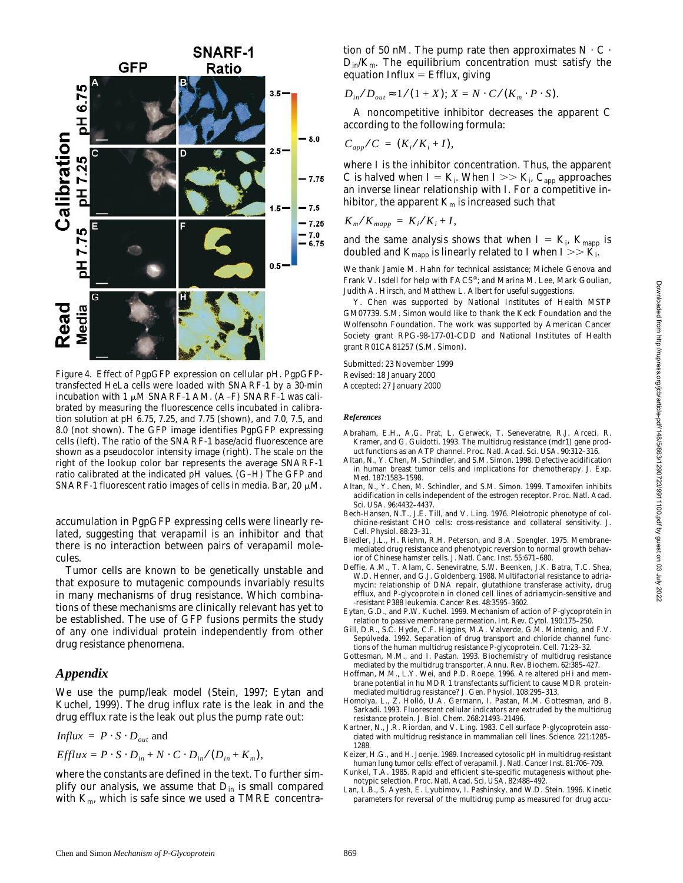Figure 4. Effect of PgpGFP expression on cellular pH. PgpGFP-transfected HeLa cells were loaded with SNARF-1 by a 30-min incubation with 1 μM SNARF-1 AM. (A–F) SNARF-1 was calibrated by measuring the fluorescence cells incubated in calibration solution at pH 6.75, 7.25, and 7.75 (shown), and 7.0, 7.5, and 8.0 (not shown). The GFP image identifies PgpGFP expressing cells (left). The ratio of the SNARF-1 base/acid fluorescence are shown as a pseudocolor intensity image (right). The scale on the right of the lookup color bar represents the average SNARF-1 ratio calibrated at the indicated pH values. (G–H) The GFP and SNARF-1 fluorescent ratio images of cells in media. Bar, 20 μM.

accumulation in PgpGFP expressing cells were linearly related, suggesting that verapamil is an inhibitor and that there is no interaction between pairs of verapamil molecules.

Tumor cells are known to be genetically unstable and that exposure to mutagenic compounds invariably results in many mechanisms of drug resistance. Which combinations of these mechanisms are clinically relevant has yet to be established. The use of GFP fusions permits the study of any one individual protein independently from other drug resistance phenomena.

## Appendix

We use the pump/leak model (Stein, 1997; Eytan and Kuchel, 1999). The drug influx rate is the leak in and the drug efflux rate is the leak out plus the pump rate out:

$$Influx = P \cdot S \cdot D_{out} \text{ and}$$

$$Efflux = P \cdot S \cdot D_{in} + N \cdot C \cdot D_{in} / (D_{in} + K_m),$$

where the constants are defined in the text. To further simplify our analysis, we assume that $D_{in}$ is small compared with $K_m$, which is safe since we used a TMRE concentration of 50 nM. The pump rate then approximates $N \cdot C \cdot D_{in}/K_m$. The equilibrium concentration must satisfy the equation Influx = Efflux, giving

$$D_{in}/D_{out} \approx 1/(1+X);\ X = N \cdot C/(K_m \cdot P \cdot S).$$

A noncompetitive inhibitor decreases the apparent C according to the following formula:

$$C_{app}/C = (K_i/K_i + I),$$

where I is the inhibitor concentration. Thus, the apparent C is halved when $I = K_i$. When $I >> K_i$, $C_{app}$ approaches an inverse linear relationship with I. For a competitive inhibitor, the apparent $K_m$ is increased such that

$$K_m/K_{mapp} = K_i/K_i + I,$$

and the same analysis shows that when $I = K_i$, $K_{mapp}$ is doubled and $K_{mapp}$ is linearly related to I when $I >> K_i$.

We thank Jamie M. Hahn for technical assistance; Michele Genova and Frank V. Isdell for help with FACS®; and Marina M. Lee, Mark Goulian, Judith A. Hirsch, and Matthew L. Albert for useful suggestions.

Y. Chen was supported by National Institutes of Health MSTP GM07739. S.M. Simon would like to thank the Keck Foundation and the Wolfensohn Foundation. The work was supported by American Cancer Society grant RPG-98-177-01-CDD and National Institutes of Health grant R01CA81257 (S.M. Simon).

Submitted: 23 November 1999
Revised: 18 January 2000
Accepted: 27 January 2000

### References

Abraham, E.H., A.G. Prat, L. Gerweck, T. Seneveratne, R.J. Arceci, R. Kramer, and G. Guidotti. 1993. The multidrug resistance (mdr1) gene product functions as an ATP channel. *Proc. Natl. Acad. Sci. USA.* 90:312–316.

Altan, N., Y. Chen, M. Schindler, and S.M. Simon. 1998. Defective acidification in human breast tumor cells and implications for chemotherapy. *J. Exp. Med.* 187:1583–1598.

Altan, N., Y. Chen, M. Schindler, and S.M. Simon. 1999. Tamoxifen inhibits acidification in cells independent of the estrogen receptor. *Proc. Natl. Acad. Sci. USA.* 96:4432–4437.

Bech-Hansen, N.T., J.E. Till, and V. Ling. 1976. Pleiotropic phenotype of colchicine-resistant CHO cells: cross-resistance and collateral sensitivity. *J. Cell. Physiol.* 88:23–31.

Biedler, J.L., H. Riehm, R.H. Peterson, and B.A. Spengler. 1975. Membrane-mediated drug resistance and phenotypic reversion to normal growth behavior of Chinese hamster cells. *J. Natl. Canc. Inst.* 55:671–680.

Deffie, A.M., T. Alam, C. Seneviratne, S.W. Beenken, J.K. Batra, T.C. Shea, W.D. Henner, and G.J. Goldenberg. 1988. Multifactorial resistance to adriamycin: relationship of DNA repair, glutathione transferase activity, drug efflux, and P-glycoprotein in cloned cell lines of adriamycin-sensitive and -resistant P388 leukemia. *Cancer Res.* 48:3595–3602.

Eytan, G.D., and P.W. Kuchel. 1999. Mechanism of action of P-glycoprotein in relation to passive membrane permeation. *Int. Rev. Cytol.* 190:175–250.

Gill, D.R., S.C. Hyde, C.F. Higgins, M.A. Valverde, G.M. Mintenig, and F.V. Sepúlveda. 1992. Separation of drug transport and chloride channel functions of the human multidrug resistance P-glycoprotein. *Cell.* 71:23–32.

Gottesman, M.M., and I. Pastan. 1993. Biochemistry of multidrug resistance mediated by the multidrug transporter. *Annu. Rev. Biochem.* 62:385–427.

Hoffman, M.M., L.Y. Wei, and P.D. Roepe. 1996. Are altered pHi and membrane potential in hu MDR 1 transfectants sufficient to cause MDR protein-mediated multidrug resistance? *J. Gen. Physiol.* 108:295–313.

Homolya, L., Z. Holló, U.A. Germann, I. Pastan, M.M. Gottesman, and B. Sarkadi. 1993. Fluorescent cellular indicators are extruded by the multidrug resistance protein. *J. Biol. Chem.* 268:21493–21496.

Kartner, N., J.R. Riordan, and V. Ling. 1983. Cell surface P-glycoprotein associated with multidrug resistance in mammalian cell lines. *Science.* 221:1285–1288.

Keizer, H.G., and H. Joenje. 1989. Increased cytosolic pH in multidrug-resistant human lung tumor cells: effect of verapamil. *J. Natl. Cancer Inst.* 81:706–709.

Kunkel, T.A. 1985. Rapid and efficient site-specific mutagenesis without phenotypic selection. *Proc. Natl. Acad. Sci. USA.* 82:488–492.

Lan, L.B., S. Ayesh, E. Lyubimov, I. Pashinsky, and W.D. Stein. 1996. Kinetic parameters for reversal of the multidrug pump as measured for drug accu-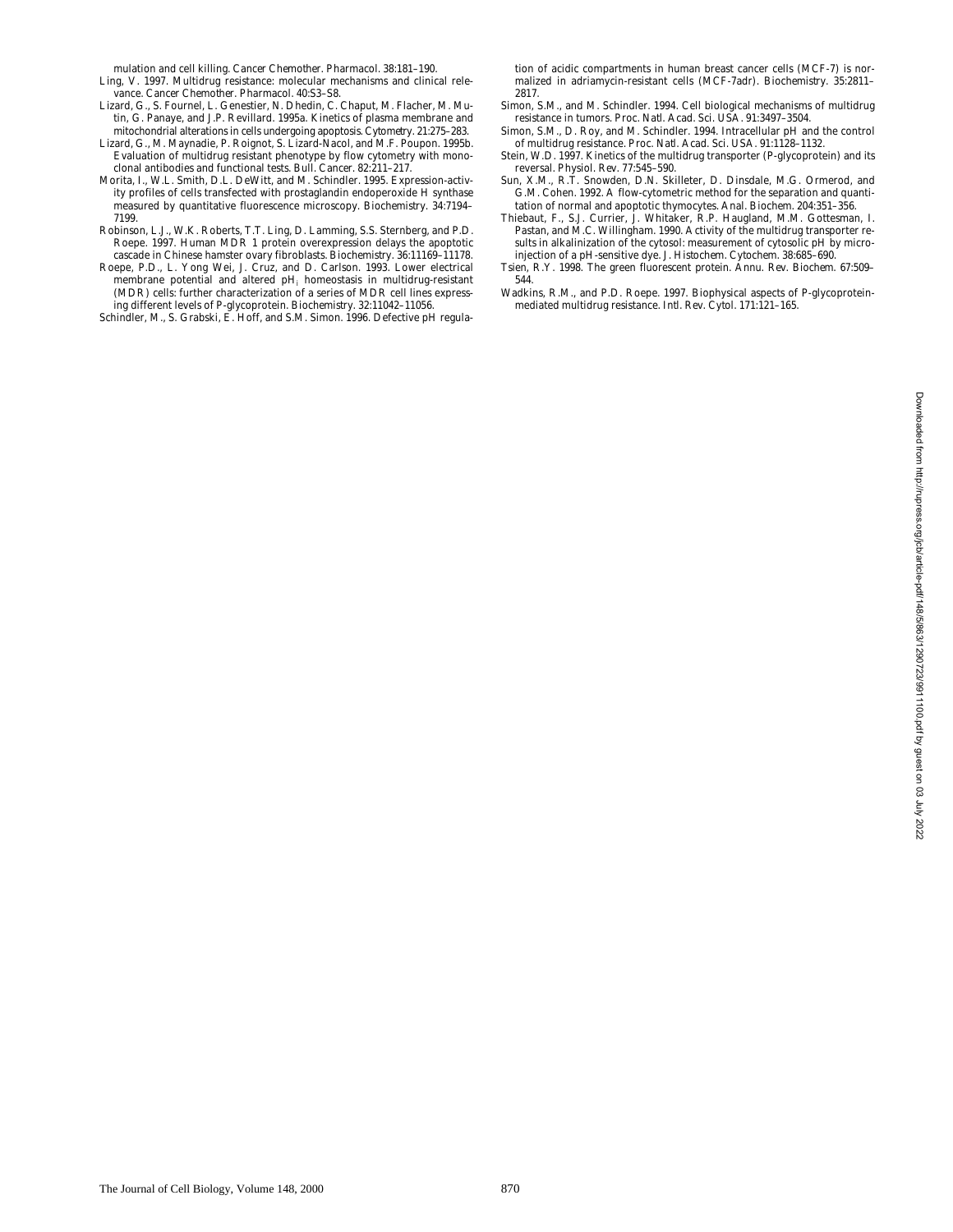mulation and cell killing. Cancer Chemother. Pharmacol. 38:181–190.

Ling, V. 1997. Multidrug resistance: molecular mechanisms and clinical relevance. Cancer Chemother. Pharmacol. 40:S3–S8.

Lizard, G., S. Fournel, L. Genestier, N. Dhedin, C. Chaput, M. Flacher, M. Mutin, G. Panaye, and J.P. Revillard. 1995a. Kinetics of plasma membrane and mitochondrial alterations in cells undergoing apoptosis. Cytometry. 21:275–283.

Lizard, G., M. Maynadie, P. Roignot, S. Lizard-Nacol, and M.F. Poupon. 1995b. Evaluation of multidrug resistant phenotype by flow cytometry with monoclonal antibodies and functional tests. Bull. Cancer. 82:211–217.

Morita, I., W.L. Smith, D.L. DeWitt, and M. Schindler. 1995. Expression-activity profiles of cells transfected with prostaglandin endoperoxide H synthase measured by quantitative fluorescence microscopy. Biochemistry. 34:7194–7199.

Robinson, L.J., W.K. Roberts, T.T. Ling, D. Lamming, S.S. Sternberg, and P.D. Roepe. 1997. Human MDR 1 protein overexpression delays the apoptotic cascade in Chinese hamster ovary fibroblasts. Biochemistry. 36:11169–11178.

Roepe, P.D., L. Yong Wei, J. Cruz, and D. Carlson. 1993. Lower electrical membrane potential and altered $pH_i$ homeostasis in multidrug-resistant (MDR) cells: further characterization of a series of MDR cell lines expressing different levels of P-glycoprotein. Biochemistry. 32:11042–11056.

Schindler, M., S. Grabski, E. Hoff, and S.M. Simon. 1996. Defective pH regulation of acidic compartments in human breast cancer cells (MCF-7) is normalized in adriamycin-resistant cells (MCF-7adr). Biochemistry. 35:2811–2817.

Simon, S.M., and M. Schindler. 1994. Cell biological mechanisms of multidrug resistance in tumors. Proc. Natl. Acad. Sci. USA. 91:3497–3504.

Simon, S.M., D. Roy, and M. Schindler. 1994. Intracellular pH and the control of multidrug resistance. Proc. Natl. Acad. Sci. USA. 91:1128–1132.

Stein, W.D. 1997. Kinetics of the multidrug transporter (P-glycoprotein) and its reversal. Physiol. Rev. 77:545–590.

Sun, X.M., R.T. Snowden, D.N. Skilleter, D. Dinsdale, M.G. Ormerod, and G.M. Cohen. 1992. A flow-cytometric method for the separation and quantitation of normal and apoptotic thymocytes. Anal. Biochem. 204:351–356.

Thiebaut, F., S.J. Currier, J. Whitaker, R.P. Haugland, M.M. Gottesman, I. Pastan, and M.C. Willingham. 1990. Activity of the multidrug transporter results in alkalinization of the cytosol: measurement of cytosolic pH by microinjection of a pH-sensitive dye. J. Histochem. Cytochem. 38:685–690.

Tsien, R.Y. 1998. The green fluorescent protein. Annu. Rev. Biochem. 67:509–544.

Wadkins, R.M., and P.D. Roepe. 1997. Biophysical aspects of P-glycoprotein-mediated multidrug resistance. Intl. Rev. Cytol. 171:121–165.